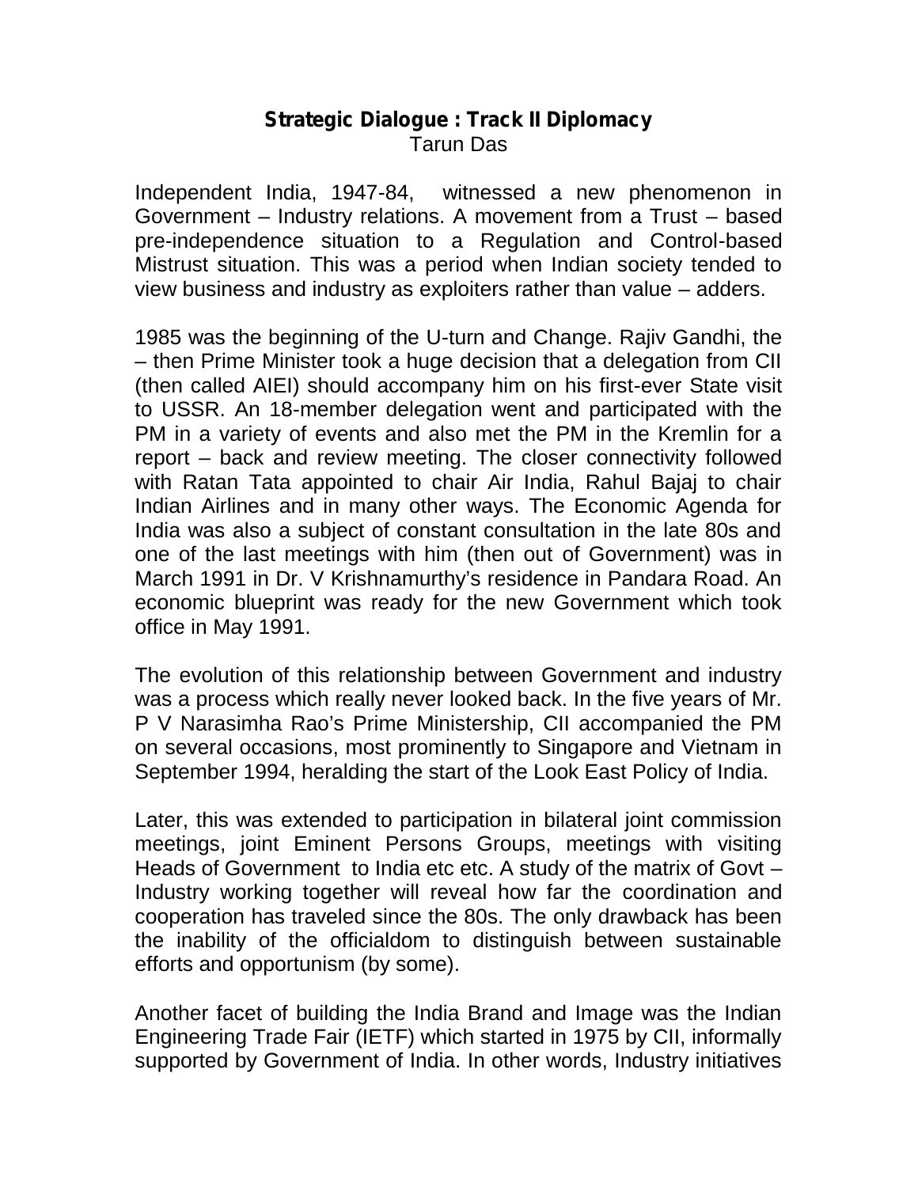# Strategic Dialogue : Track II Diplomacy

Tarun Das

Independent India, 1947-84, witnessed a new phenomenon in Government – Industry relations. A movement from a Trust – based pre-independence situation to a Regulation and Control-based Mistrust situation. This was a period when Indian society tended to view business and industry as exploiters rather than value – adders.

1985 was the beginning of the U-turn and Change. Rajiv Gandhi, the – then Prime Minister took a huge decision that a delegation from CII (then called AIEI) should accompany him on his first-ever State visit to USSR. An 18-member delegation went and participated with the PM in a variety of events and also met the PM in the Kremlin for a report – back and review meeting. The closer connectivity followed with Ratan Tata appointed to chair Air India, Rahul Bajaj to chair Indian Airlines and in many other ways. The Economic Agenda for India was also a subject of constant consultation in the late 80s and one of the last meetings with him (then out of Government) was in March 1991 in Dr. V Krishnamurthy's residence in Pandara Road. An economic blueprint was ready for the new Government which took office in May 1991.

The evolution of this relationship between Government and industry was a process which really never looked back. In the five years of Mr. P V Narasimha Rao's Prime Ministership, CII accompanied the PM on several occasions, most prominently to Singapore and Vietnam in September 1994, heralding the start of the Look East Policy of India.

Later, this was extended to participation in bilateral joint commission meetings, joint Eminent Persons Groups, meetings with visiting Heads of Government to India etc etc. A study of the matrix of Govt – Industry working together will reveal how far the coordination and cooperation has traveled since the 80s. The only drawback has been the inability of the officialdom to distinguish between sustainable efforts and opportunism (by some).

Another facet of building the India Brand and Image was the Indian Engineering Trade Fair (IETF) which started in 1975 by CII, informally supported by Government of India. In other words, Industry initiatives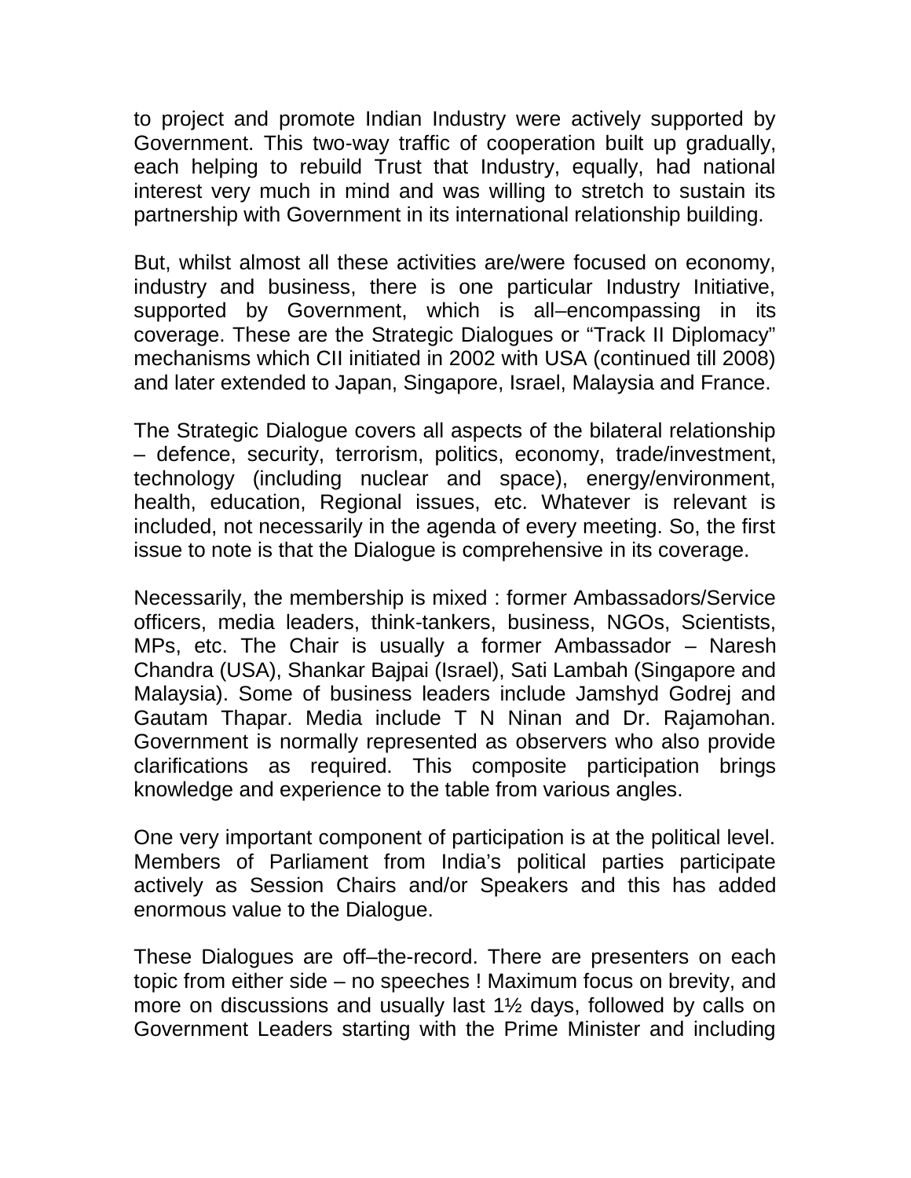to project and promote Indian Industry were actively supported by Government. This two-way traffic of cooperation built up gradually, each helping to rebuild Trust that Industry, equally, had national interest very much in mind and was willing to stretch to sustain its partnership with Government in its international relationship building.

But, whilst almost all these activities are/were focused on economy, industry and business, there is one particular Industry Initiative, supported by Government, which is all–encompassing in its coverage. These are the Strategic Dialogues or "Track II Diplomacy" mechanisms which CII initiated in 2002 with USA (continued till 2008) and later extended to Japan, Singapore, Israel, Malaysia and France.

The Strategic Dialogue covers all aspects of the bilateral relationship – defence, security, terrorism, politics, economy, trade/investment, technology (including nuclear and space), energy/environment, health, education, Regional issues, etc. Whatever is relevant is included, not necessarily in the agenda of every meeting. So, the first issue to note is that the Dialogue is comprehensive in its coverage.

Necessarily, the membership is mixed : former Ambassadors/Service officers, media leaders, think-tankers, business, NGOs, Scientists, MPs, etc. The Chair is usually a former Ambassador – Naresh Chandra (USA), Shankar Bajpai (Israel), Sati Lambah (Singapore and Malaysia). Some of business leaders include Jamshyd Godrej and Gautam Thapar. Media include T N Ninan and Dr. Rajamohan. Government is normally represented as observers who also provide clarifications as required. This composite participation brings knowledge and experience to the table from various angles.

One very important component of participation is at the political level. Members of Parliament from India's political parties participate actively as Session Chairs and/or Speakers and this has added enormous value to the Dialogue.

These Dialogues are off–the-record. There are presenters on each topic from either side – no speeches ! Maximum focus on brevity, and more on discussions and usually last 1½ days, followed by calls on Government Leaders starting with the Prime Minister and including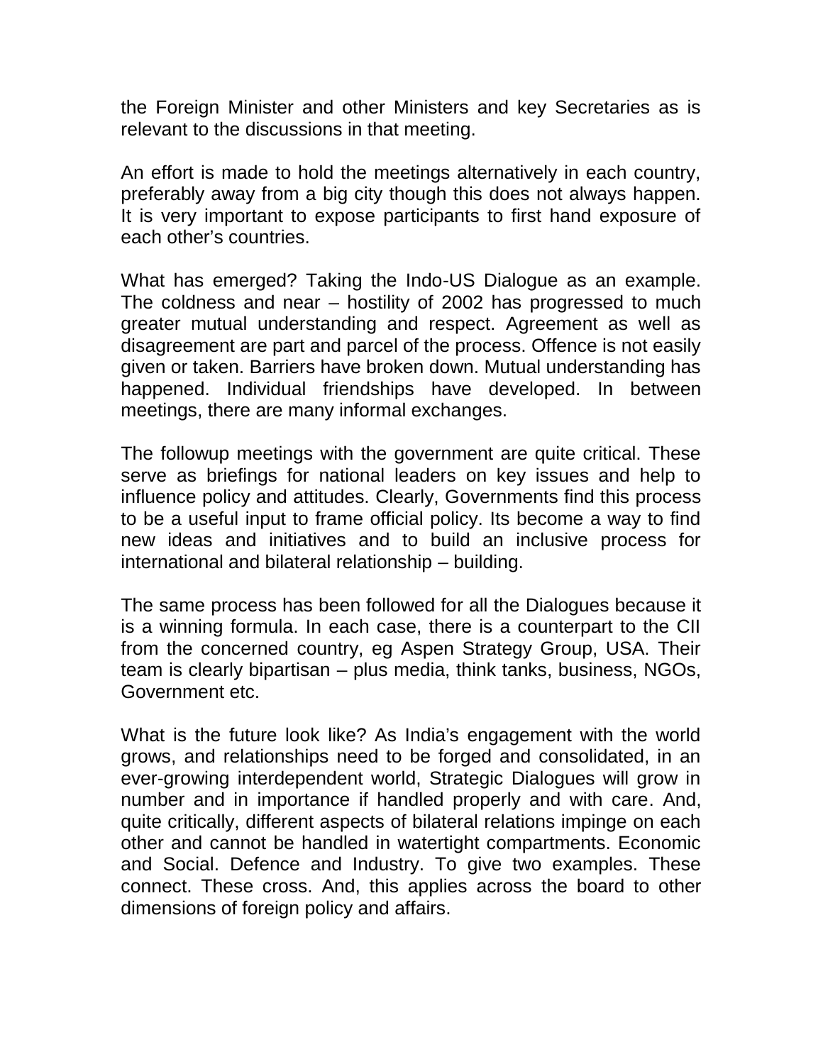the Foreign Minister and other Ministers and key Secretaries as is relevant to the discussions in that meeting.

An effort is made to hold the meetings alternatively in each country, preferably away from a big city though this does not always happen. It is very important to expose participants to first hand exposure of each other's countries.

What has emerged? Taking the Indo-US Dialogue as an example. The coldness and near – hostility of 2002 has progressed to much greater mutual understanding and respect. Agreement as well as disagreement are part and parcel of the process. Offence is not easily given or taken. Barriers have broken down. Mutual understanding has happened. Individual friendships have developed. In between meetings, there are many informal exchanges.

The followup meetings with the government are quite critical. These serve as briefings for national leaders on key issues and help to influence policy and attitudes. Clearly, Governments find this process to be a useful input to frame official policy. Its become a way to find new ideas and initiatives and to build an inclusive process for international and bilateral relationship – building.

The same process has been followed for all the Dialogues because it is a winning formula. In each case, there is a counterpart to the CII from the concerned country, eg Aspen Strategy Group, USA. Their team is clearly bipartisan – plus media, think tanks, business, NGOs, Government etc.

What is the future look like? As India's engagement with the world grows, and relationships need to be forged and consolidated, in an ever-growing interdependent world, Strategic Dialogues will grow in number and in importance if handled properly and with care. And, quite critically, different aspects of bilateral relations impinge on each other and cannot be handled in watertight compartments. Economic and Social. Defence and Industry. To give two examples. These connect. These cross. And, this applies across the board to other dimensions of foreign policy and affairs.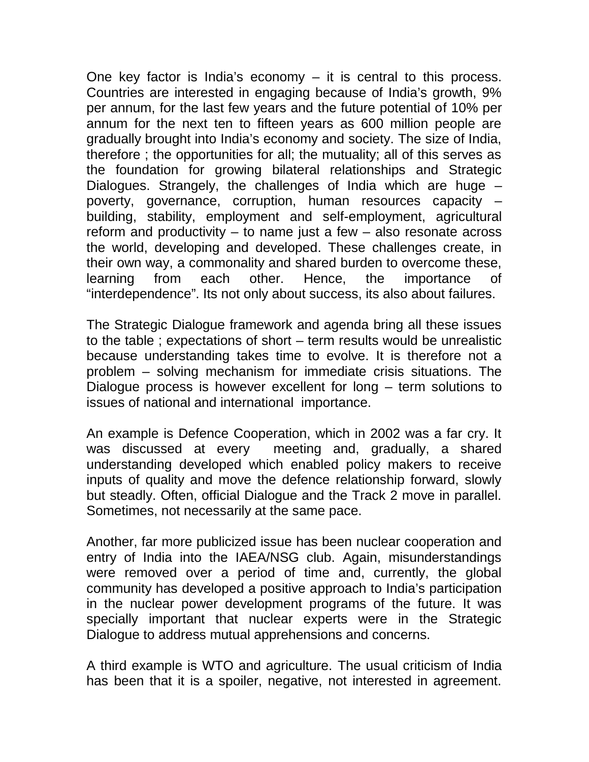One key factor is India's economy – it is central to this process. Countries are interested in engaging because of India's growth, 9% per annum, for the last few years and the future potential of 10% per annum for the next ten to fifteen years as 600 million people are gradually brought into India's economy and society. The size of India, therefore ; the opportunities for all; the mutuality; all of this serves as the foundation for growing bilateral relationships and Strategic Dialogues. Strangely, the challenges of India which are huge – poverty, governance, corruption, human resources capacity – building, stability, employment and self-employment, agricultural reform and productivity – to name just a few – also resonate across the world, developing and developed. These challenges create, in their own way, a commonality and shared burden to overcome these, learning from each other. Hence, the importance of "interdependence". Its not only about success, its also about failures.

The Strategic Dialogue framework and agenda bring all these issues to the table ; expectations of short – term results would be unrealistic because understanding takes time to evolve. It is therefore not a problem – solving mechanism for immediate crisis situations. The Dialogue process is however excellent for long – term solutions to issues of national and international importance.

An example is Defence Cooperation, which in 2002 was a far cry. It was discussed at every meeting and, gradually, a shared understanding developed which enabled policy makers to receive inputs of quality and move the defence relationship forward, slowly but steadly. Often, official Dialogue and the Track 2 move in parallel. Sometimes, not necessarily at the same pace.

Another, far more publicized issue has been nuclear cooperation and entry of India into the IAEA/NSG club. Again, misunderstandings were removed over a period of time and, currently, the global community has developed a positive approach to India's participation in the nuclear power development programs of the future. It was specially important that nuclear experts were in the Strategic Dialogue to address mutual apprehensions and concerns.

A third example is WTO and agriculture. The usual criticism of India has been that it is a spoiler, negative, not interested in agreement.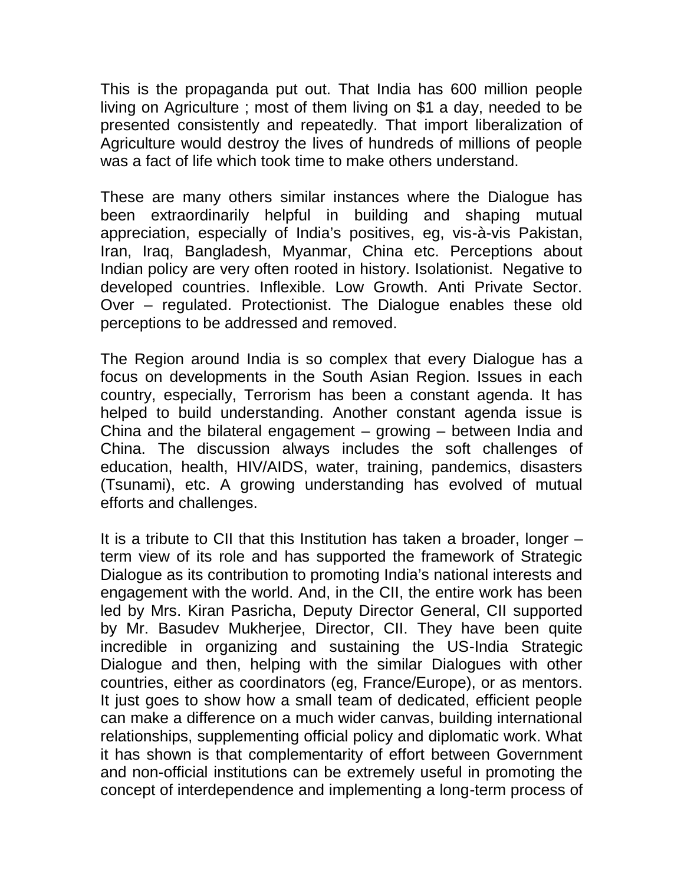This is the propaganda put out. That India has 600 million people living on Agriculture ; most of them living on $1 a day, needed to be presented consistently and repeatedly. That import liberalization of Agriculture would destroy the lives of hundreds of millions of people was a fact of life which took time to make others understand.

These are many others similar instances where the Dialogue has been extraordinarily helpful in building and shaping mutual appreciation, especially of India's positives, eg, vis-à-vis Pakistan, Iran, Iraq, Bangladesh, Myanmar, China etc. Perceptions about Indian policy are very often rooted in history. Isolationist. Negative to developed countries. Inflexible. Low Growth. Anti Private Sector. Over – regulated. Protectionist. The Dialogue enables these old perceptions to be addressed and removed.

The Region around India is so complex that every Dialogue has a focus on developments in the South Asian Region. Issues in each country, especially, Terrorism has been a constant agenda. It has helped to build understanding. Another constant agenda issue is China and the bilateral engagement – growing – between India and China. The discussion always includes the soft challenges of education, health, HIV/AIDS, water, training, pandemics, disasters (Tsunami), etc. A growing understanding has evolved of mutual efforts and challenges.

It is a tribute to CII that this Institution has taken a broader, longer – term view of its role and has supported the framework of Strategic Dialogue as its contribution to promoting India's national interests and engagement with the world. And, in the CII, the entire work has been led by Mrs. Kiran Pasricha, Deputy Director General, CII supported by Mr. Basudev Mukherjee, Director, CII. They have been quite incredible in organizing and sustaining the US-India Strategic Dialogue and then, helping with the similar Dialogues with other countries, either as coordinators (eg, France/Europe), or as mentors. It just goes to show how a small team of dedicated, efficient people can make a difference on a much wider canvas, building international relationships, supplementing official policy and diplomatic work. What it has shown is that complementarity of effort between Government and non-official institutions can be extremely useful in promoting the concept of interdependence and implementing a long-term process of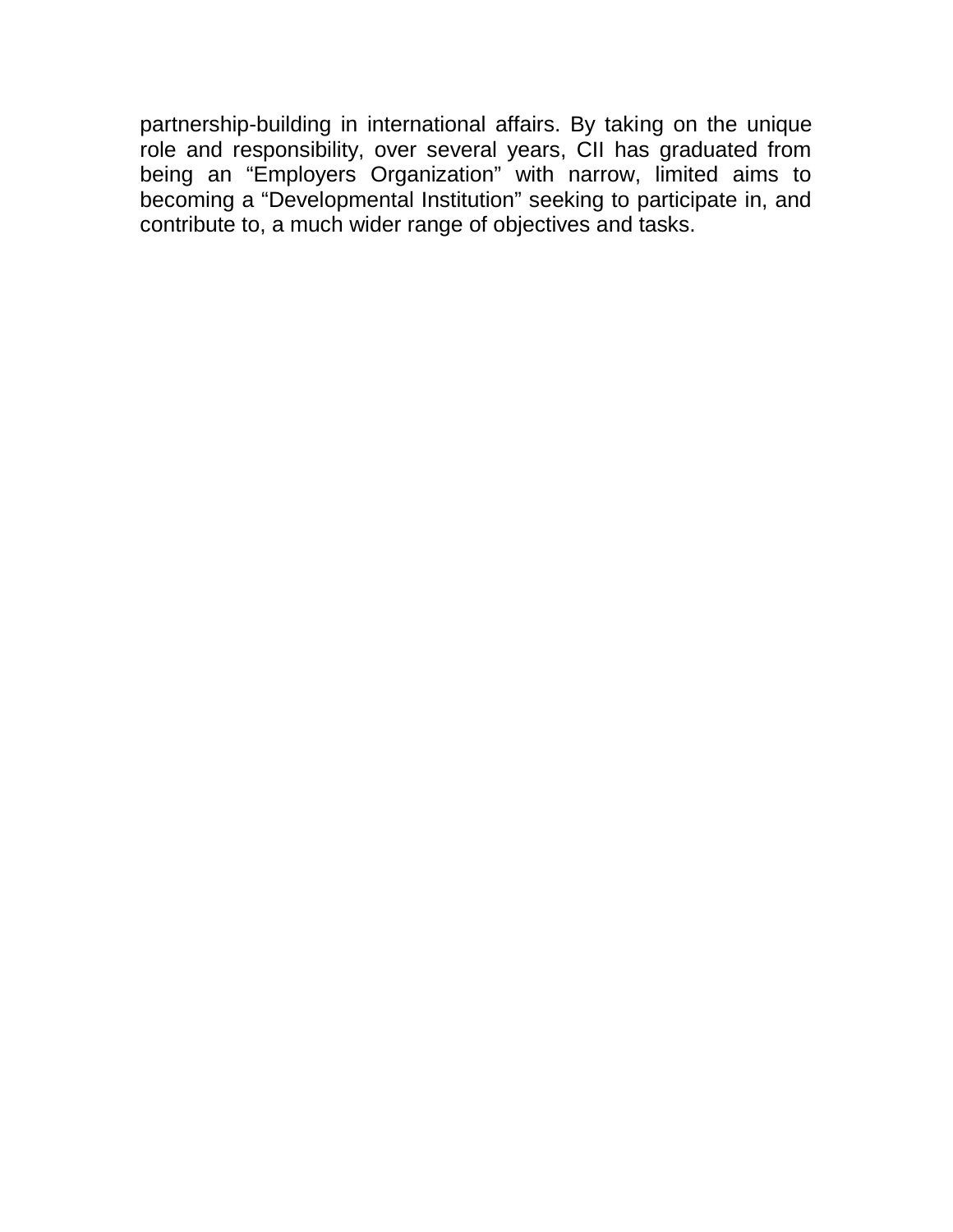partnership-building in international affairs. By taking on the unique role and responsibility, over several years, CII has graduated from being an "Employers Organization" with narrow, limited aims to becoming a "Developmental Institution" seeking to participate in, and contribute to, a much wider range of objectives and tasks.